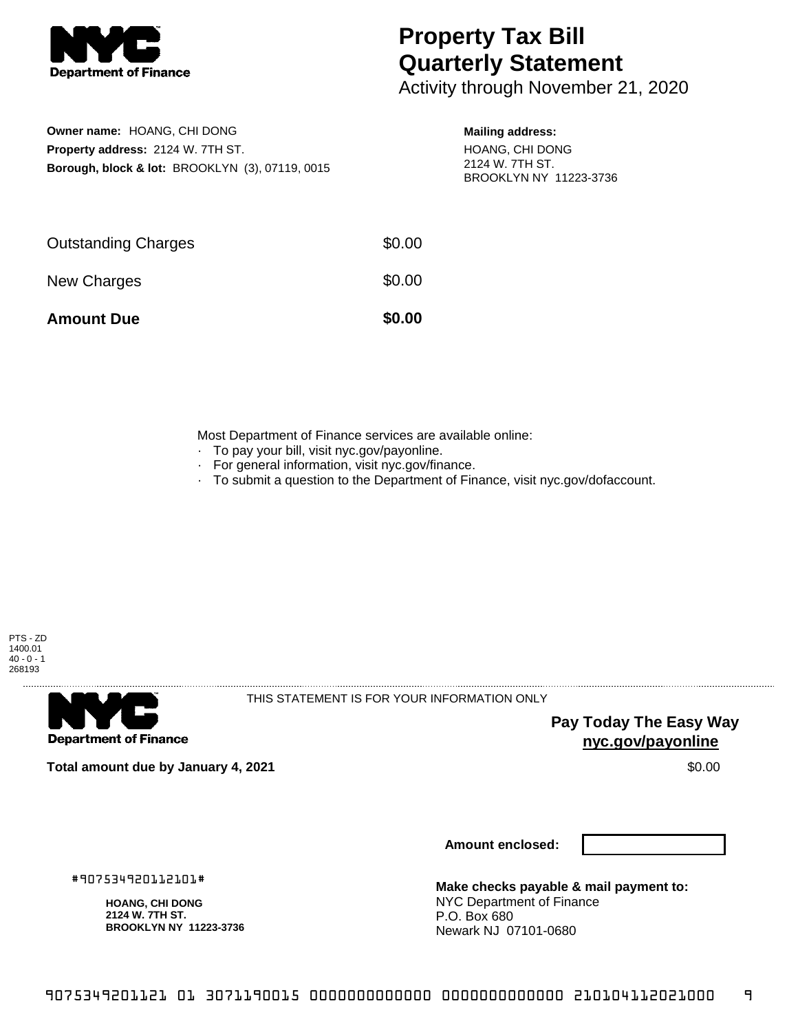**NYC Department of Finance**

# Property Tax Bill Quarterly Statement

Activity through November 21, 2020

**Owner name:** HOANG, CHI DONG
**Property address:** 2124 W. 7TH ST.
**Borough, block & lot:** BROOKLYN (3), 07119, 0015

**Mailing address:**
HOANG, CHI DONG
2124 W. 7TH ST.
BROOKLYN NY 11223-3736

| | |
|---|---|
| Outstanding Charges | $0.00 |
| New Charges | $0.00 |
| **Amount Due** | **$0.00** |

Most Department of Finance services are available online:

- To pay your bill, visit nyc.gov/payonline.
- For general information, visit nyc.gov/finance.
- To submit a question to the Department of Finance, visit nyc.gov/dofaccount.

PTS - ZD
1400.01
40 - 0 - 1
268193

**NYC Department of Finance**

THIS STATEMENT IS FOR YOUR INFORMATION ONLY

**Pay Today The Easy Way**
**nyc.gov/payonline**

**Total amount due by January 4, 2021** $0.00

**Amount enclosed:**

#907534920112101#

**HOANG, CHI DONG**
**2124 W. 7TH ST.**
**BROOKLYN NY 11223-3736**

**Make checks payable & mail payment to:**
NYC Department of Finance
P.O. Box 680
Newark NJ 07101-0680

9075349201121 01 3071190015 0000000000000 0000000000000 210104112021000 9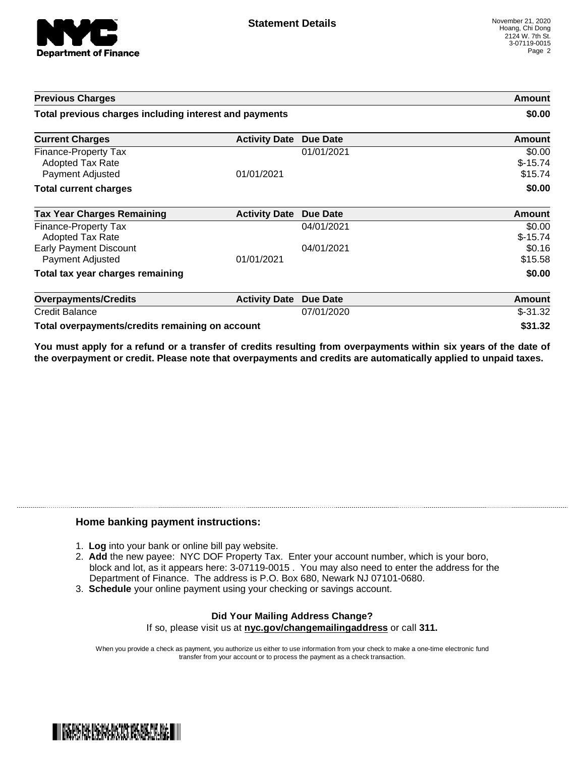**Statement Details**

November 21, 2020
Hoang, Chi Dong
2124 W. 7th St.
3-07119-0015

| Previous Charges | | | Amount |
|---|---|---|---|
| **Total previous charges including interest and payments** | | | **$0.00** |

| Current Charges | Activity Date | Due Date | Amount |
|---|---|---|---|
| Finance-Property Tax | | 01/01/2021 | $0.00 |
| Adopted Tax Rate | | | $-15.74 |
| Payment Adjusted | 01/01/2021 | | $15.74 |
| **Total current charges** | | | **$0.00** |

| Tax Year Charges Remaining | Activity Date | Due Date | Amount |
|---|---|---|---|
| Finance-Property Tax | | 04/01/2021 | $0.00 |
| Adopted Tax Rate | | | $-15.74 |
| Early Payment Discount | | 04/01/2021 | $0.16 |
| Payment Adjusted | 01/01/2021 | | $15.58 |
| **Total tax year charges remaining** | | | **$0.00** |

| Overpayments/Credits | Activity Date | Due Date | Amount |
|---|---|---|---|
| Credit Balance | | 07/01/2020 | $-31.32 |
| **Total overpayments/credits remaining on account** | | | **$31.32** |

**You must apply for a refund or a transfer of credits resulting from overpayments within six years of the date of the overpayment or credit. Please note that overpayments and credits are automatically applied to unpaid taxes.**

## Home banking payment instructions:

1. **Log** into your bank or online bill pay website.
2. **Add** the new payee: NYC DOF Property Tax. Enter your account number, which is your boro, block and lot, as it appears here: 3-07119-0015 . You may also need to enter the address for the Department of Finance. The address is P.O. Box 680, Newark NJ 07101-0680.
3. **Schedule** your online payment using your checking or savings account.

**Did Your Mailing Address Change?**
If so, please visit us at **nyc.gov/changemailingaddress** or call **311.**

When you provide a check as payment, you authorize us either to use information from your check to make a one-time electronic fund transfer from your account or to process the payment as a check transaction.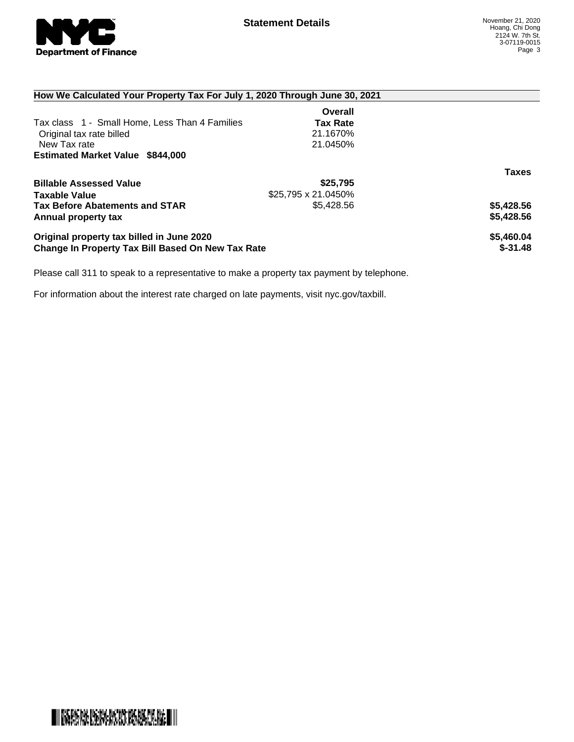## Statement Details

November 21, 2020
Hoang, Chi Dong
2124 W. 7th St.
3-07119-0015

### How We Calculated Your Property Tax For July 1, 2020 Through June 30, 2021

| | Overall Tax Rate | |
|---|---|---|
| Tax class 1 - Small Home, Less Than 4 Families | | |
| Original tax rate billed | 21.1670% | |
| New Tax rate | 21.0450% | |
| **Estimated Market Value $844,000** | | |
| | | **Taxes** |
| **Billable Assessed Value** | **$25,795** | |
| **Taxable Value** | $25,795 x 21.0450% | |
| **Tax Before Abatements and STAR** | $5,428.56 | **$5,428.56** |
| **Annual property tax** | | **$5,428.56** |
| **Original property tax billed in June 2020** | | **$5,460.04** |
| **Change In Property Tax Bill Based On New Tax Rate** | | **$-31.48** |

Please call 311 to speak to a representative to make a property tax payment by telephone.

For information about the interest rate charged on late payments, visit nyc.gov/taxbill.